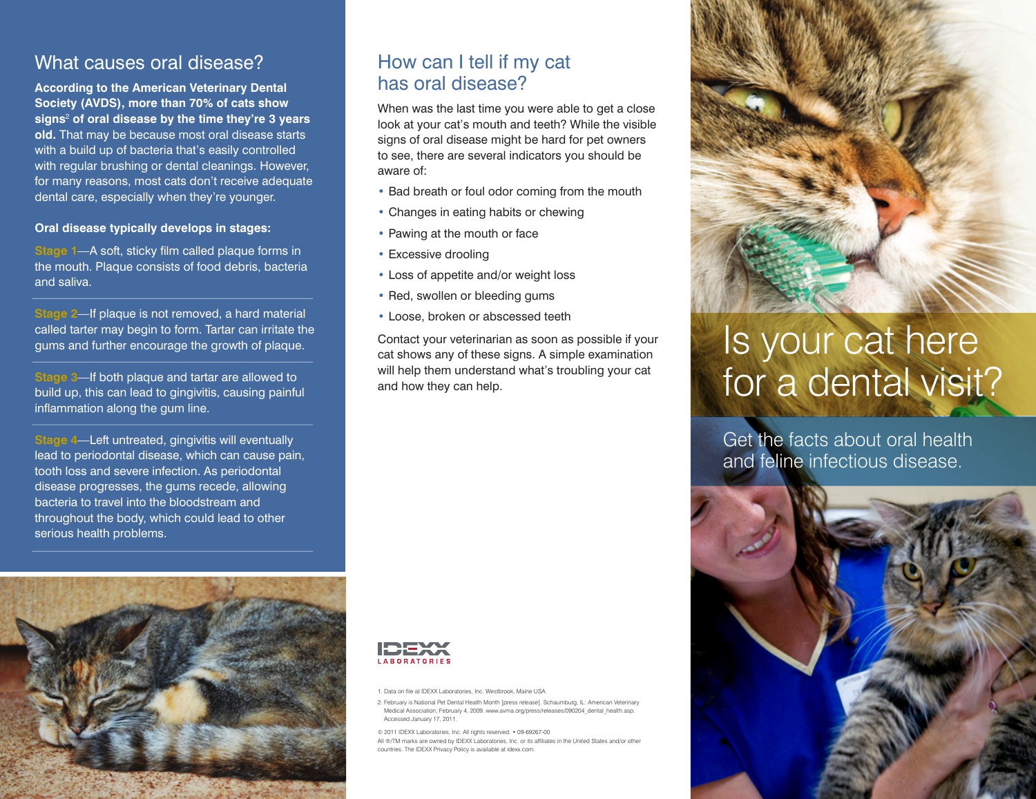## What causes oral disease?

**According to the American Veterinary Dental Society (AVDS), more than 70% of cats show signs[2] of oral disease by the time they're 3 years old.** That may be because most oral disease starts with a build up of bacteria that's easily controlled with regular brushing or dental cleanings. However, for many reasons, most cats don't receive adequate dental care, especially when they're younger.

**Oral disease typically develops in stages:**

**Stage 1**—A soft, sticky film called plaque forms in the mouth. Plaque consists of food debris, bacteria and saliva.

**Stage 2**—If plaque is not removed, a hard material called tarter may begin to form. Tartar can irritate the gums and further encourage the growth of plaque.

**Stage 3**—If both plaque and tartar are allowed to build up, this can lead to gingivitis, causing painful inflammation along the gum line.

**Stage 4**—Left untreated, gingivitis will eventually lead to periodontal disease, which can cause pain, tooth loss and severe infection. As periodontal disease progresses, the gums recede, allowing bacteria to travel into the bloodstream and throughout the body, which could lead to other serious health problems.

## How can I tell if my cat has oral disease?

When was the last time you were able to get a close look at your cat's mouth and teeth? While the visible signs of oral disease might be hard for pet owners to see, there are several indicators you should be aware of:

- Bad breath or foul odor coming from the mouth
- Changes in eating habits or chewing
- Pawing at the mouth or face
- Excessive drooling
- Loss of appetite and/or weight loss
- Red, swollen or bleeding gums
- Loose, broken or abscessed teeth

Contact your veterinarian as soon as possible if your cat shows any of these signs. A simple examination will help them understand what's troubling your cat and how they can help.

IDEXX LABORATORIES

1. Data on file at IDEXX Laboratories, Inc. Westbrook, Maine USA.

2. February is National Pet Dental Health Month [press release]. Schaumburg, IL: American Veterinary Medical Association; February 4, 2009. www.avma.org/press/releases/090204_dental_health.asp. Accessed January 17, 2011.

© 2011 IDEXX Laboratories, Inc. All rights reserved. • 09-69267-00
All ®/TM marks are owned by IDEXX Laboratories, Inc. or its affiliates in the United States and/or other countries. The IDEXX Privacy Policy is available at idexx.com.

# Is your cat here for a dental visit?

Get the facts about oral health and feline infectious disease.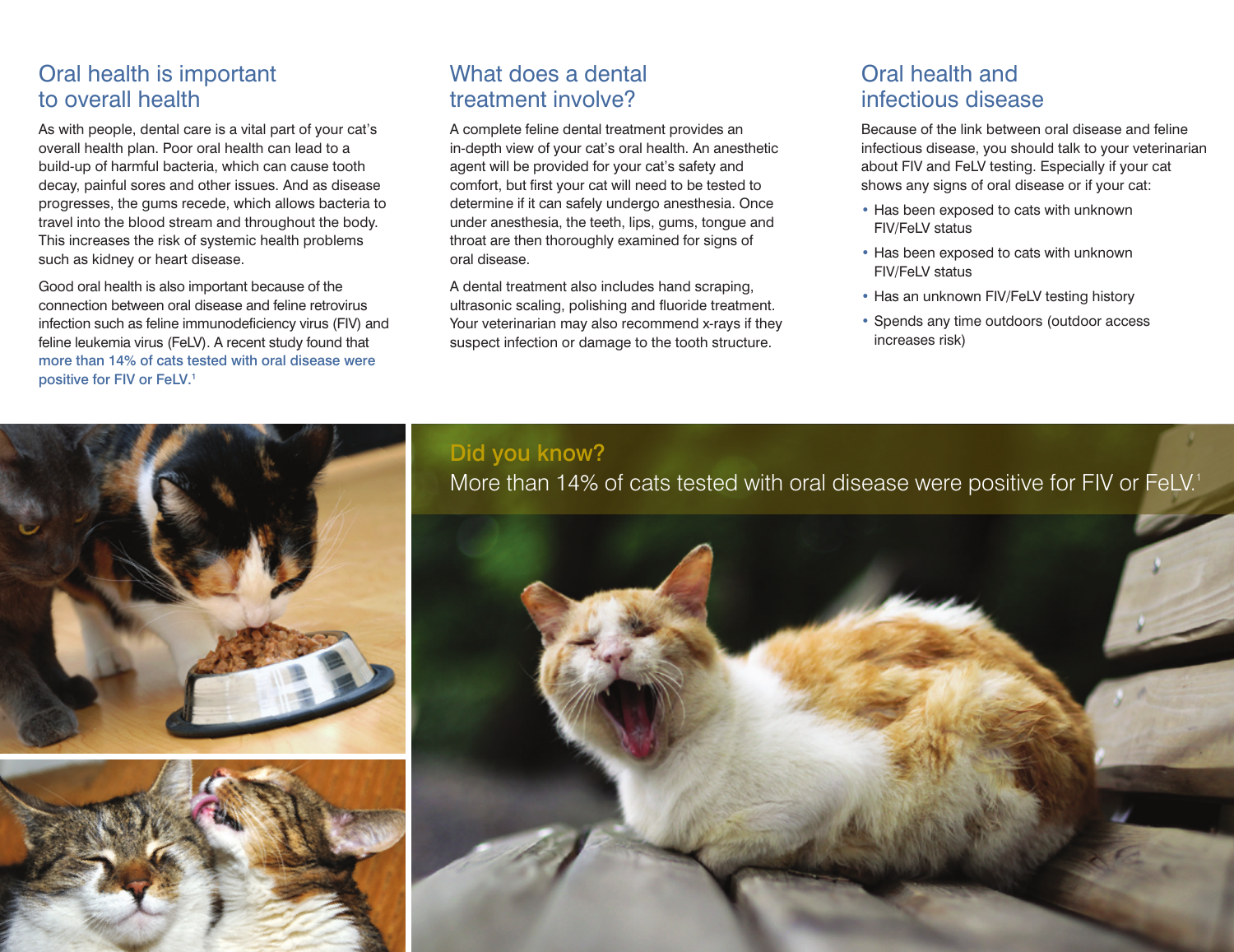## Oral health is important to overall health

As with people, dental care is a vital part of your cat's overall health plan. Poor oral health can lead to a build-up of harmful bacteria, which can cause tooth decay, painful sores and other issues. And as disease progresses, the gums recede, which allows bacteria to travel into the blood stream and throughout the body. This increases the risk of systemic health problems such as kidney or heart disease.

Good oral health is also important because of the connection between oral disease and feline retrovirus infection such as feline immunodeficiency virus (FIV) and feline leukemia virus (FeLV). A recent study found that more than 14% of cats tested with oral disease were positive for FIV or FeLV.[1]

## What does a dental treatment involve?

A complete feline dental treatment provides an in-depth view of your cat's oral health. An anesthetic agent will be provided for your cat's safety and comfort, but first your cat will need to be tested to determine if it can safely undergo anesthesia. Once under anesthesia, the teeth, lips, gums, tongue and throat are then thoroughly examined for signs of oral disease.

A dental treatment also includes hand scraping, ultrasonic scaling, polishing and fluoride treatment. Your veterinarian may also recommend x-rays if they suspect infection or damage to the tooth structure.

## Oral health and infectious disease

Because of the link between oral disease and feline infectious disease, you should talk to your veterinarian about FIV and FeLV testing. Especially if your cat shows any signs of oral disease or if your cat:

- Has been exposed to cats with unknown FIV/FeLV status
- Has been exposed to cats with unknown FIV/FeLV status
- Has an unknown FIV/FeLV testing history
- Spends any time outdoors (outdoor access increases risk)

**Did you know?**

More than 14% of cats tested with oral disease were positive for FIV or FeLV.[1]